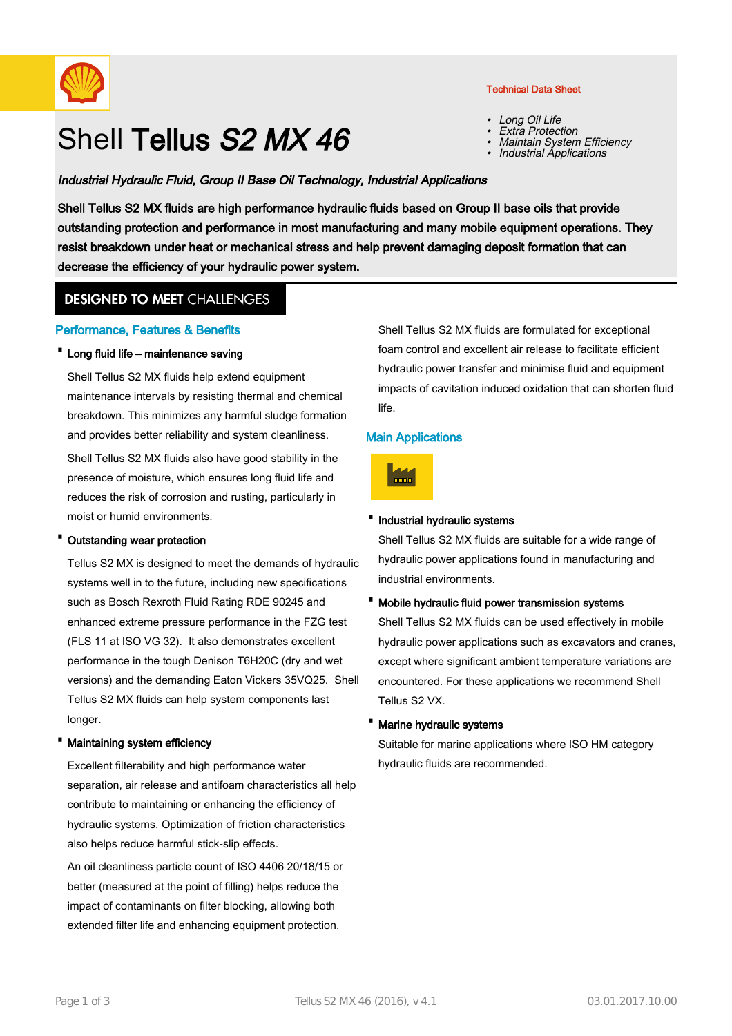Technical Data Sheet

- *Long Oil Life*
- *Extra Protection*
- *Maintain System Efficiency*
- *Industrial Applications*

# Shell **Tellus *S2 MX 46***

***Industrial Hydraulic Fluid, Group II Base Oil Technology, Industrial Applications***

**Shell Tellus S2 MX fluids are high performance hydraulic fluids based on Group II base oils that provide outstanding protection and performance in most manufacturing and many mobile equipment operations. They resist breakdown under heat or mechanical stress and help prevent damaging deposit formation that can decrease the efficiency of your hydraulic power system.**

## DESIGNED TO MEET CHALLENGES

### Performance, Features & Benefits

- **Long fluid life – maintenance saving**

  Shell Tellus S2 MX fluids help extend equipment maintenance intervals by resisting thermal and chemical breakdown. This minimizes any harmful sludge formation and provides better reliability and system cleanliness.

  Shell Tellus S2 MX fluids also have good stability in the presence of moisture, which ensures long fluid life and reduces the risk of corrosion and rusting, particularly in moist or humid environments.

- **Outstanding wear protection**

  Tellus S2 MX is designed to meet the demands of hydraulic systems well in to the future, including new specifications such as Bosch Rexroth Fluid Rating RDE 90245 and enhanced extreme pressure performance in the FZG test (FLS 11 at ISO VG 32). It also demonstrates excellent performance in the tough Denison T6H20C (dry and wet versions) and the demanding Eaton Vickers 35VQ25. Shell Tellus S2 MX fluids can help system components last longer.

- **Maintaining system efficiency**

  Excellent filterability and high performance water separation, air release and antifoam characteristics all help contribute to maintaining or enhancing the efficiency of hydraulic systems. Optimization of friction characteristics also helps reduce harmful stick-slip effects.

  An oil cleanliness particle count of ISO 4406 20/18/15 or better (measured at the point of filling) helps reduce the impact of contaminants on filter blocking, allowing both extended filter life and enhancing equipment protection.

  Shell Tellus S2 MX fluids are formulated for exceptional foam control and excellent air release to facilitate efficient hydraulic power transfer and minimise fluid and equipment impacts of cavitation induced oxidation that can shorten fluid life.

### Main Applications

- **Industrial hydraulic systems**

  Shell Tellus S2 MX fluids are suitable for a wide range of hydraulic power applications found in manufacturing and industrial environments.

- **Mobile hydraulic fluid power transmission systems**

  Shell Tellus S2 MX fluids can be used effectively in mobile hydraulic power applications such as excavators and cranes, except where significant ambient temperature variations are encountered. For these applications we recommend Shell Tellus S2 VX.

- **Marine hydraulic systems**

  Suitable for marine applications where ISO HM category hydraulic fluids are recommended.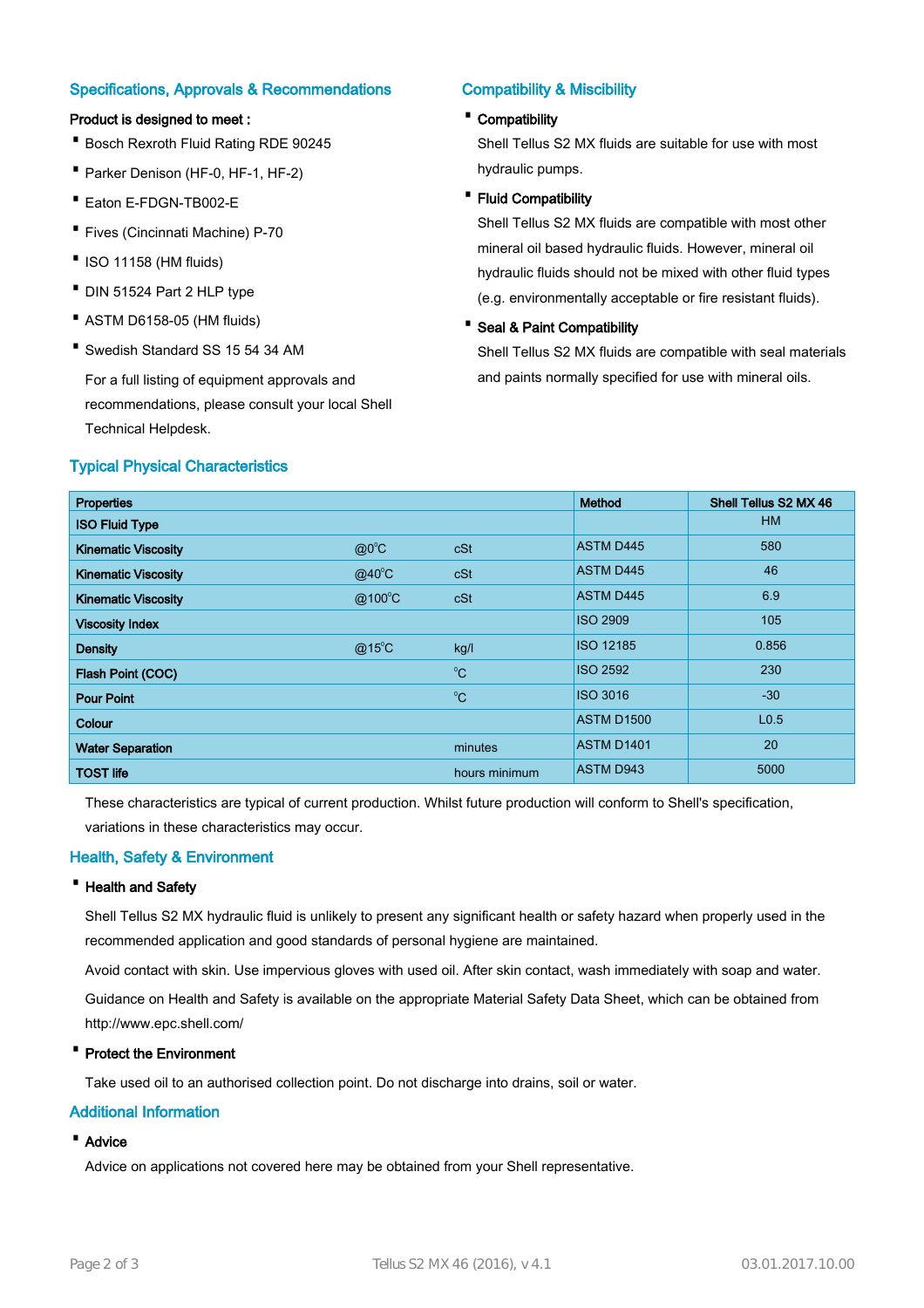## Specifications, Approvals & Recommendations

**Product is designed to meet :**

- Bosch Rexroth Fluid Rating RDE 90245
- Parker Denison (HF-0, HF-1, HF-2)
- Eaton E-FDGN-TB002-E
- Fives (Cincinnati Machine) P-70
- ISO 11158 (HM fluids)
- DIN 51524 Part 2 HLP type
- ASTM D6158-05 (HM fluids)
- Swedish Standard SS 15 54 34 AM

For a full listing of equipment approvals and recommendations, please consult your local Shell Technical Helpdesk.

## Compatibility & Miscibility

- **Compatibility**

  Shell Tellus S2 MX fluids are suitable for use with most hydraulic pumps.

- **Fluid Compatibility**

  Shell Tellus S2 MX fluids are compatible with most other mineral oil based hydraulic fluids. However, mineral oil hydraulic fluids should not be mixed with other fluid types (e.g. environmentally acceptable or fire resistant fluids).

- **Seal & Paint Compatibility**

  Shell Tellus S2 MX fluids are compatible with seal materials and paints normally specified for use with mineral oils.

## Typical Physical Characteristics

| Properties | | | Method | Shell Tellus S2 MX 46 |
|---|---|---|---|---|
| ISO Fluid Type | | | | HM |
| Kinematic Viscosity | @0°C | cSt | ASTM D445 | 580 |
| Kinematic Viscosity | @40°C | cSt | ASTM D445 | 46 |
| Kinematic Viscosity | @100°C | cSt | ASTM D445 | 6.9 |
| Viscosity Index | | | ISO 2909 | 105 |
| Density | @15°C | kg/l | ISO 12185 | 0.856 |
| Flash Point (COC) | | °C | ISO 2592 | 230 |
| Pour Point | | °C | ISO 3016 | -30 |
| Colour | | | ASTM D1500 | L0.5 |
| Water Separation | | minutes | ASTM D1401 | 20 |
| TOST life | | hours minimum | ASTM D943 | 5000 |

These characteristics are typical of current production. Whilst future production will conform to Shell's specification, variations in these characteristics may occur.

## Health, Safety & Environment

- **Health and Safety**

Shell Tellus S2 MX hydraulic fluid is unlikely to present any significant health or safety hazard when properly used in the recommended application and good standards of personal hygiene are maintained.

Avoid contact with skin. Use impervious gloves with used oil. After skin contact, wash immediately with soap and water.

Guidance on Health and Safety is available on the appropriate Material Safety Data Sheet, which can be obtained from http://www.epc.shell.com/

- **Protect the Environment**

Take used oil to an authorised collection point. Do not discharge into drains, soil or water.

## Additional Information

- **Advice**

Advice on applications not covered here may be obtained from your Shell representative.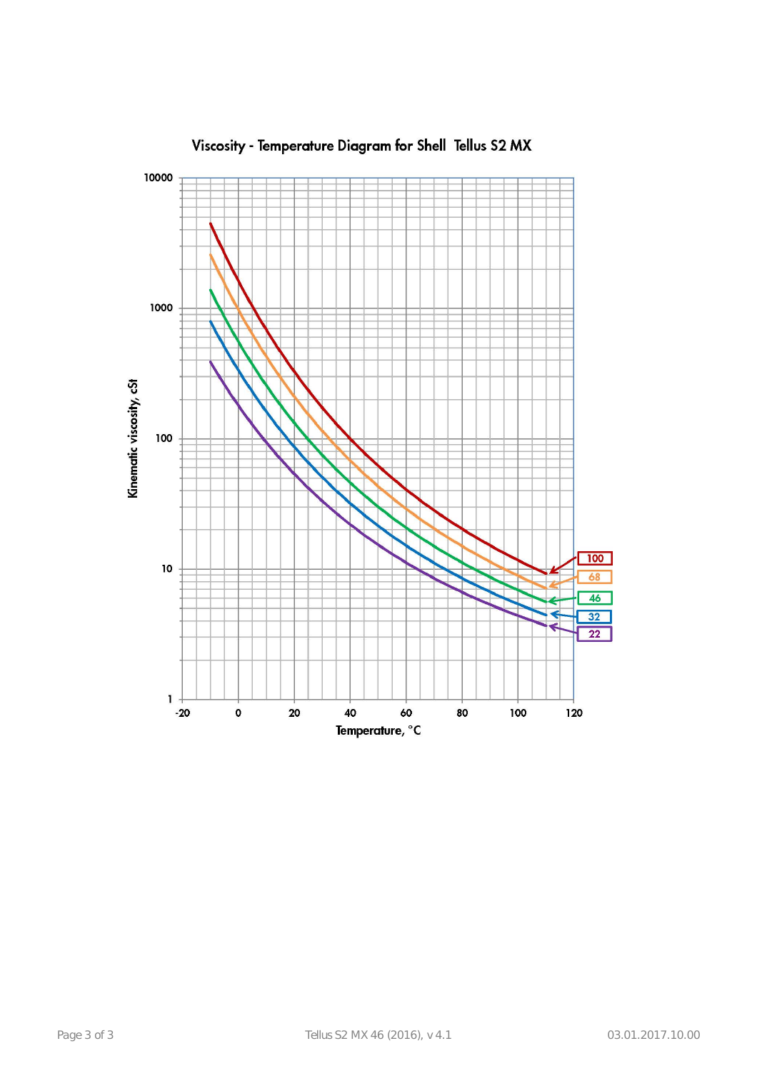Viscosity - Temperature Diagram for Shell Tellus S2 MX

Kinematic viscosity, cSt

10000

1000

100

10

1

-20

0

20

40

60

80

100

120

Temperature, °C

100

68

46

32

22